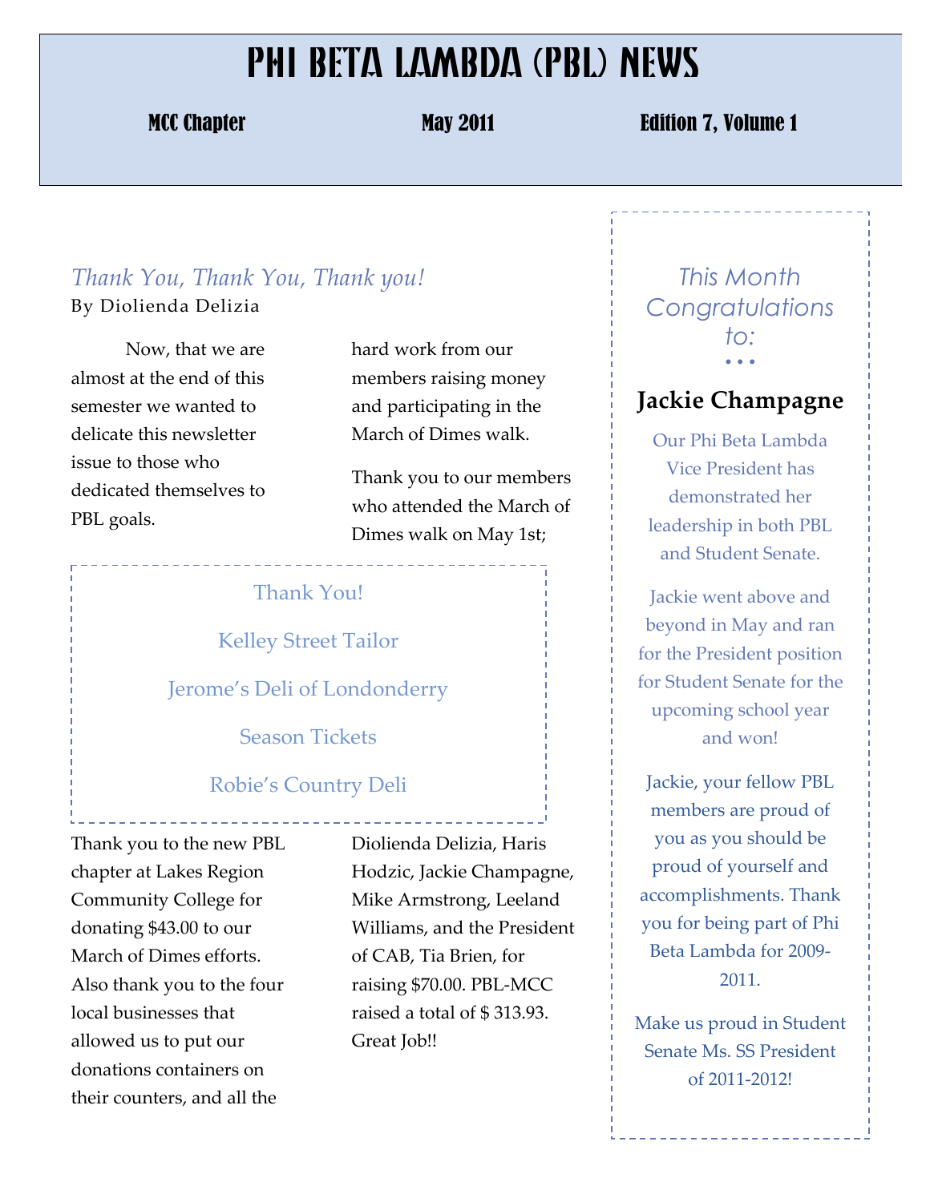# PHI BETA LAMBDA (PBL) NEWS

**MCC Chapter** | **May 2011** | **Edition 7, Volume 1**

## *Thank You, Thank You, Thank you!*

By Diolienda Delizia

Now, that we are almost at the end of this semester we wanted to delicate this newsletter issue to those who dedicated themselves to PBL goals.

Thank you to the new PBL chapter at Lakes Region Community College for donating $43.00 to our March of Dimes efforts. Also thank you to the four local businesses that allowed us to put our donations containers on their counters, and all the hard work from our members raising money and participating in the March of Dimes walk.

Thank you to our members who attended the March of Dimes walk on May 1st; Diolienda Delizia, Haris Hodzic, Jackie Champagne, Mike Armstrong, Leeland Williams, and the President of CAB, Tia Brien, for raising $70.00. PBL-MCC raised a total of $ 313.93. Great Job!!

Thank You!

Kelley Street Tailor

Jerome's Deli of Londonderry

Season Tickets

Robie's Country Deli

## *This Month Congratulations to:*

### Jackie Champagne

Our Phi Beta Lambda Vice President has demonstrated her leadership in both PBL and Student Senate.

Jackie went above and beyond in May and ran for the President position for Student Senate for the upcoming school year and won!

Jackie, your fellow PBL members are proud of you as you should be proud of yourself and accomplishments. Thank you for being part of Phi Beta Lambda for 2009-2011.

Make us proud in Student Senate Ms. SS President of 2011-2012!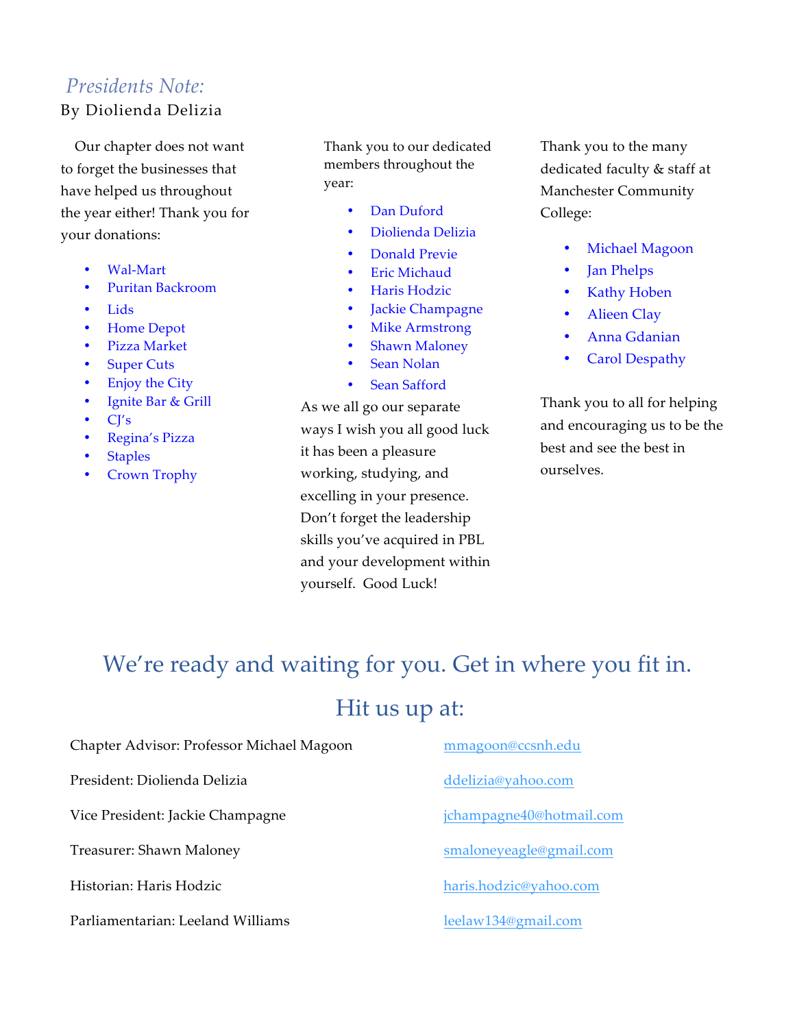## *Presidents Note:*

By Diolienda Delizia

Our chapter does not want to forget the businesses that have helped us throughout the year either! Thank you for your donations:

- Wal-Mart
- Puritan Backroom
- Lids
- Home Depot
- Pizza Market
- Super Cuts
- Enjoy the City
- Ignite Bar & Grill
- CJ's
- Regina's Pizza
- Staples
- Crown Trophy

Thank you to our dedicated members throughout the year:

- Dan Duford
- Diolienda Delizia
- Donald Previe
- Eric Michaud
- Haris Hodzic
- Jackie Champagne
- Mike Armstrong
- Shawn Maloney
- Sean Nolan
- Sean Safford

As we all go our separate ways I wish you all good luck it has been a pleasure working, studying, and excelling in your presence. Don't forget the leadership skills you've acquired in PBL and your development within yourself. Good Luck!

Thank you to the many dedicated faculty & staff at Manchester Community College:

- Michael Magoon
- Jan Phelps
- Kathy Hoben
- Alieen Clay
- Anna Gdanian
- Carol Despathy

Thank you to all for helping and encouraging us to be the best and see the best in ourselves.

## We're ready and waiting for you. Get in where you fit in.

## Hit us up at:

| | |
|---|---|
| Chapter Advisor: Professor Michael Magoon | mmagoon@ccsnh.edu |
| President: Diolienda Delizia | ddelizia@yahoo.com |
| Vice President: Jackie Champagne | jchampagne40@hotmail.com |
| Treasurer: Shawn Maloney | smaloneyeagle@gmail.com |
| Historian: Haris Hodzic | haris.hodzic@yahoo.com |
| Parliamentarian: Leeland Williams | leelaw134@gmail.com |